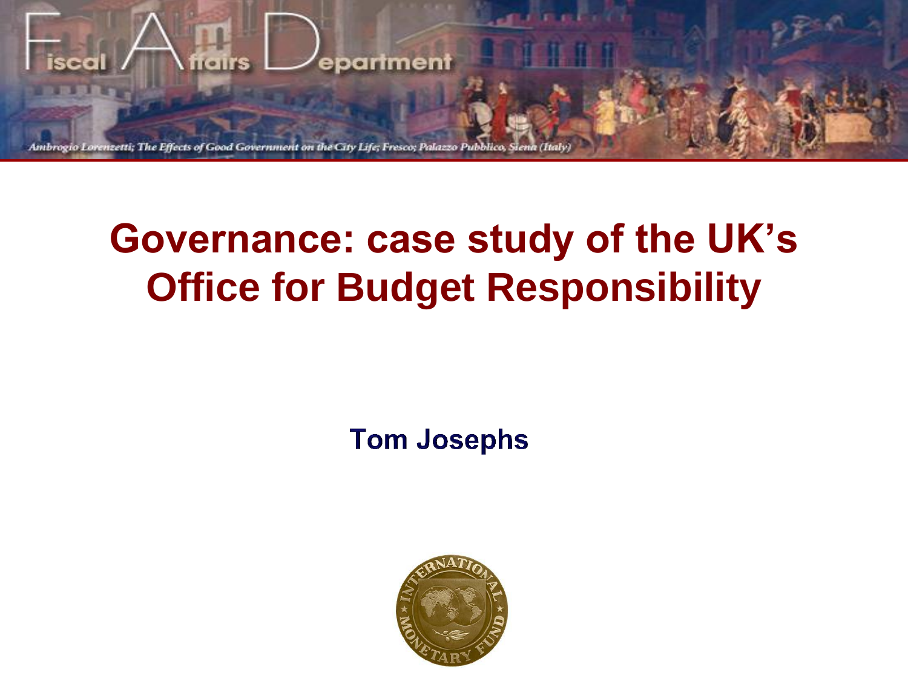Fiscal Affairs Department

*Ambrogio Lorenzetti; The Effects of Good Government on the City Life; Fresco; Palazzo Pubblico, Siena (Italy)*

# Governance: case study of the UK's Office for Budget Responsibility

**Tom Josephs**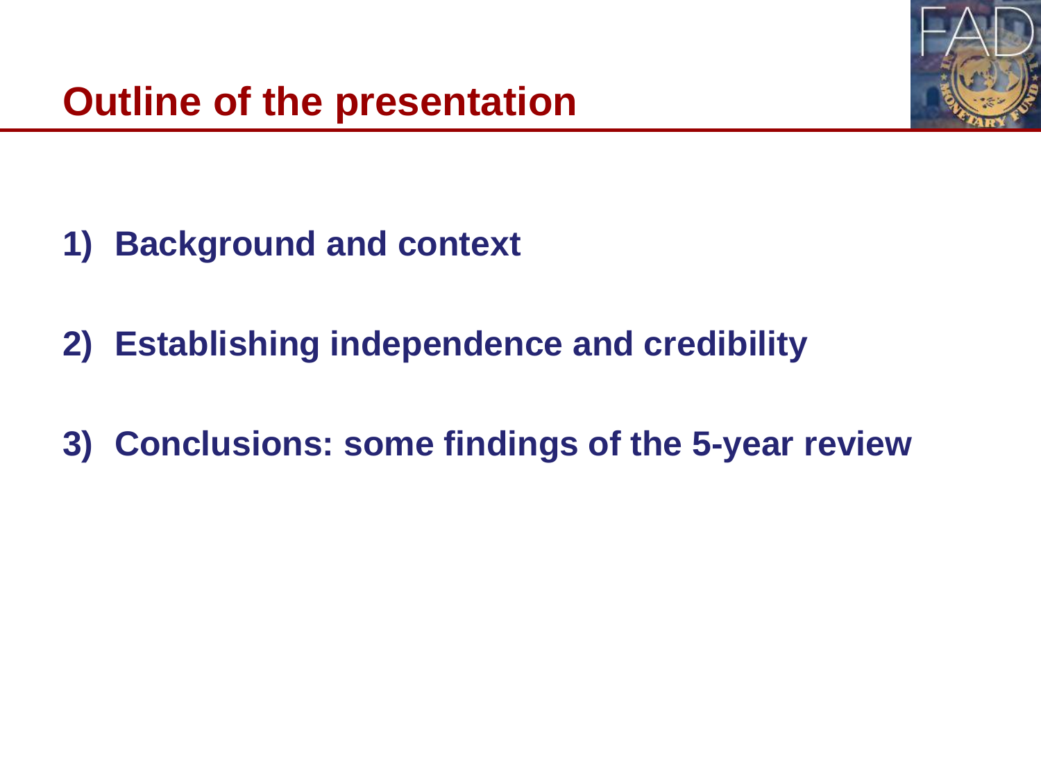# Outline of the presentation

1) Background and context

2) Establishing independence and credibility

3) Conclusions: some findings of the 5-year review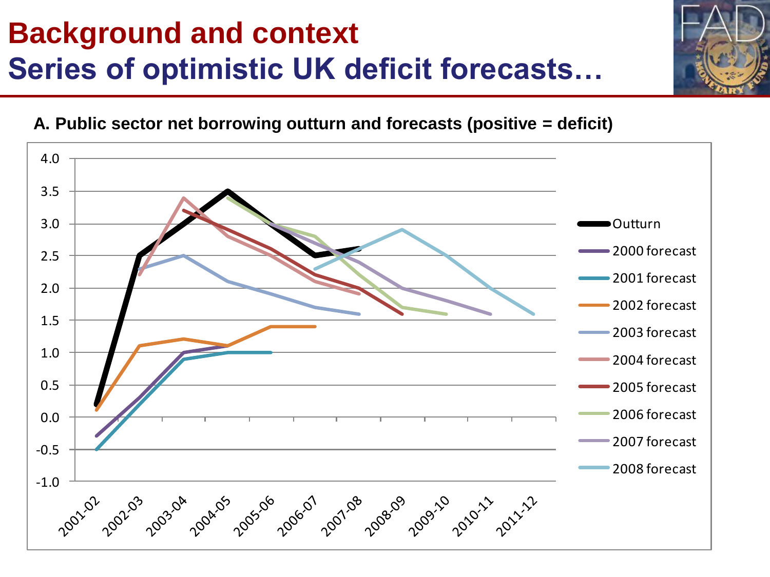# Background and context

## Series of optimistic UK deficit forecasts…

**A. Public sector net borrowing outturn and forecasts (positive = deficit)**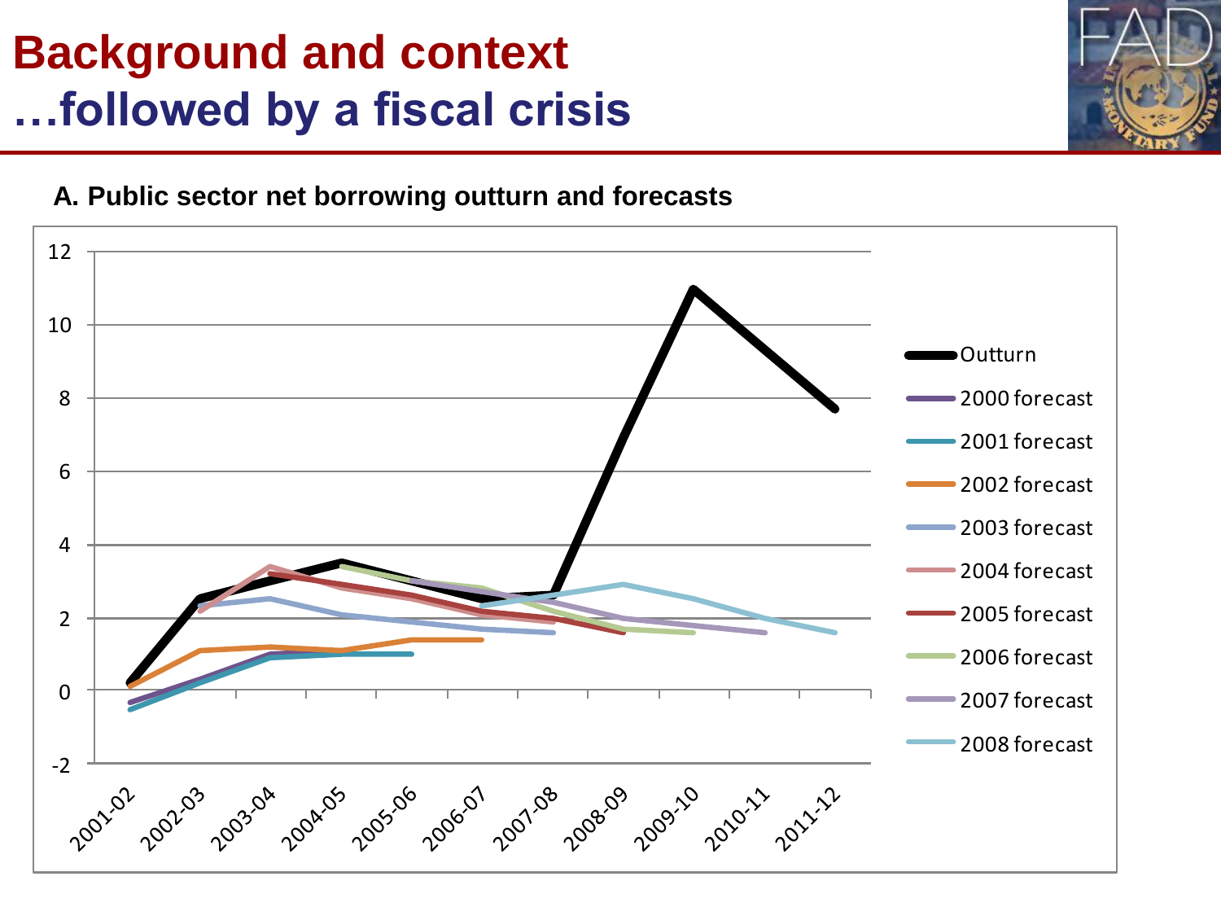# Background and context

## …followed by a fiscal crisis

**A. Public sector net borrowing outturn and forecasts**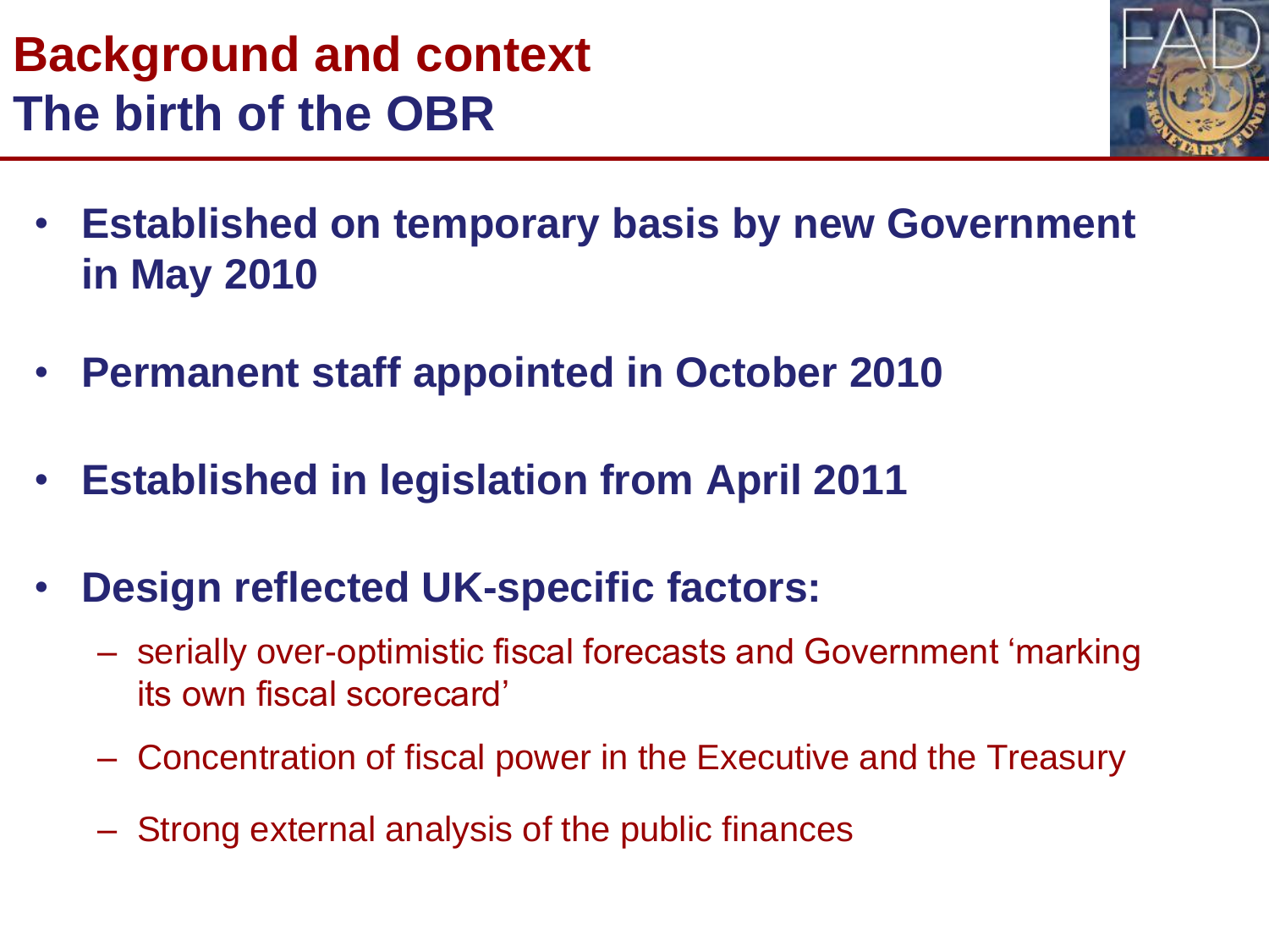# Background and context
## The birth of the OBR

- **Established on temporary basis by new Government in May 2010**
- **Permanent staff appointed in October 2010**
- **Established in legislation from April 2011**
- **Design reflected UK-specific factors:**
  - serially over-optimistic fiscal forecasts and Government 'marking its own fiscal scorecard'
  - Concentration of fiscal power in the Executive and the Treasury
  - Strong external analysis of the public finances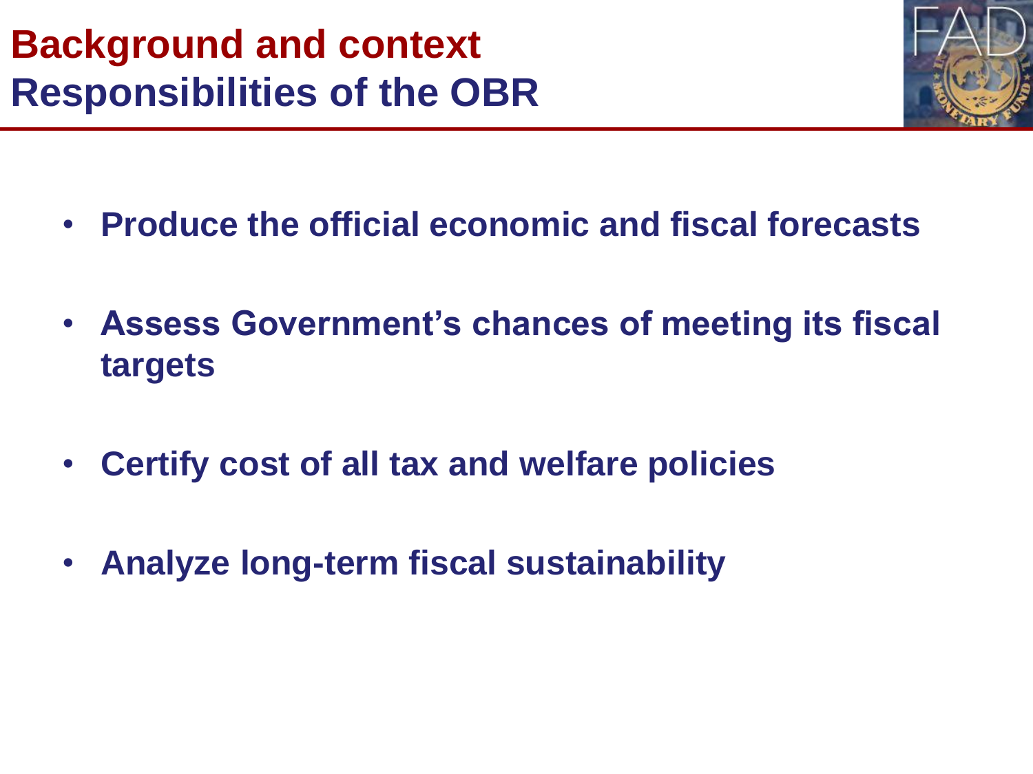# Background and context
## Responsibilities of the OBR

- **Produce the official economic and fiscal forecasts**
- **Assess Government's chances of meeting its fiscal targets**
- **Certify cost of all tax and welfare policies**
- **Analyze long-term fiscal sustainability**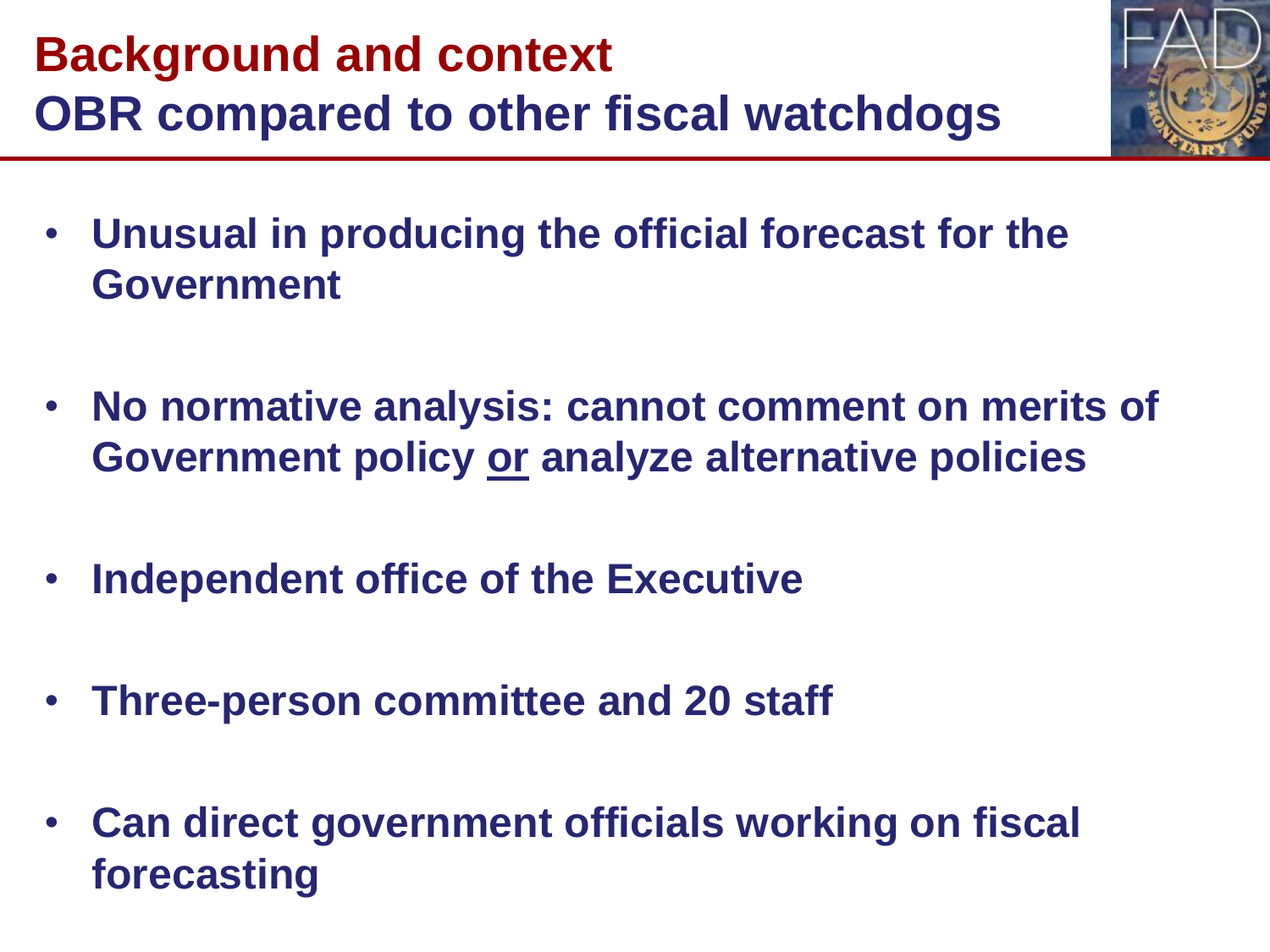# Background and context

## OBR compared to other fiscal watchdogs

- **Unusual in producing the official forecast for the Government**
- **No normative analysis: cannot comment on merits of Government policy <u>or</u> analyze alternative policies**
- **Independent office of the Executive**
- **Three-person committee and 20 staff**
- **Can direct government officials working on fiscal forecasting**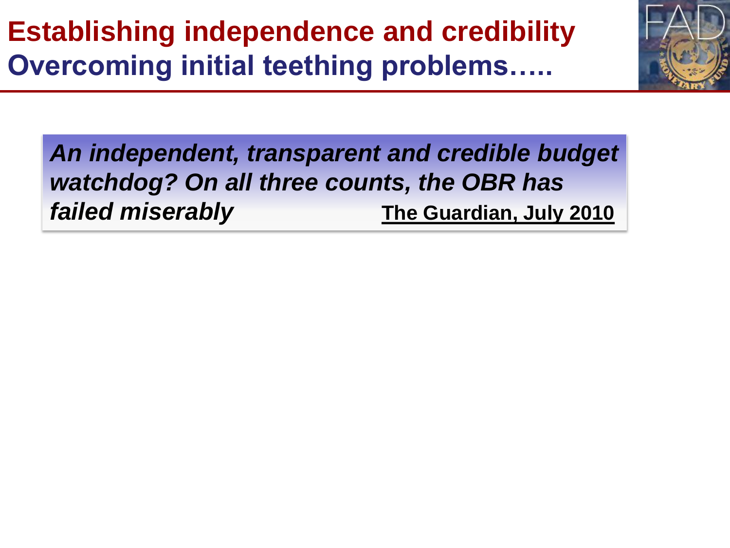# Establishing independence and credibility
## Overcoming initial teething problems…..

> ***An independent, transparent and credible budget watchdog? On all three counts, the OBR has failed miserably*** **The Guardian, July 2010**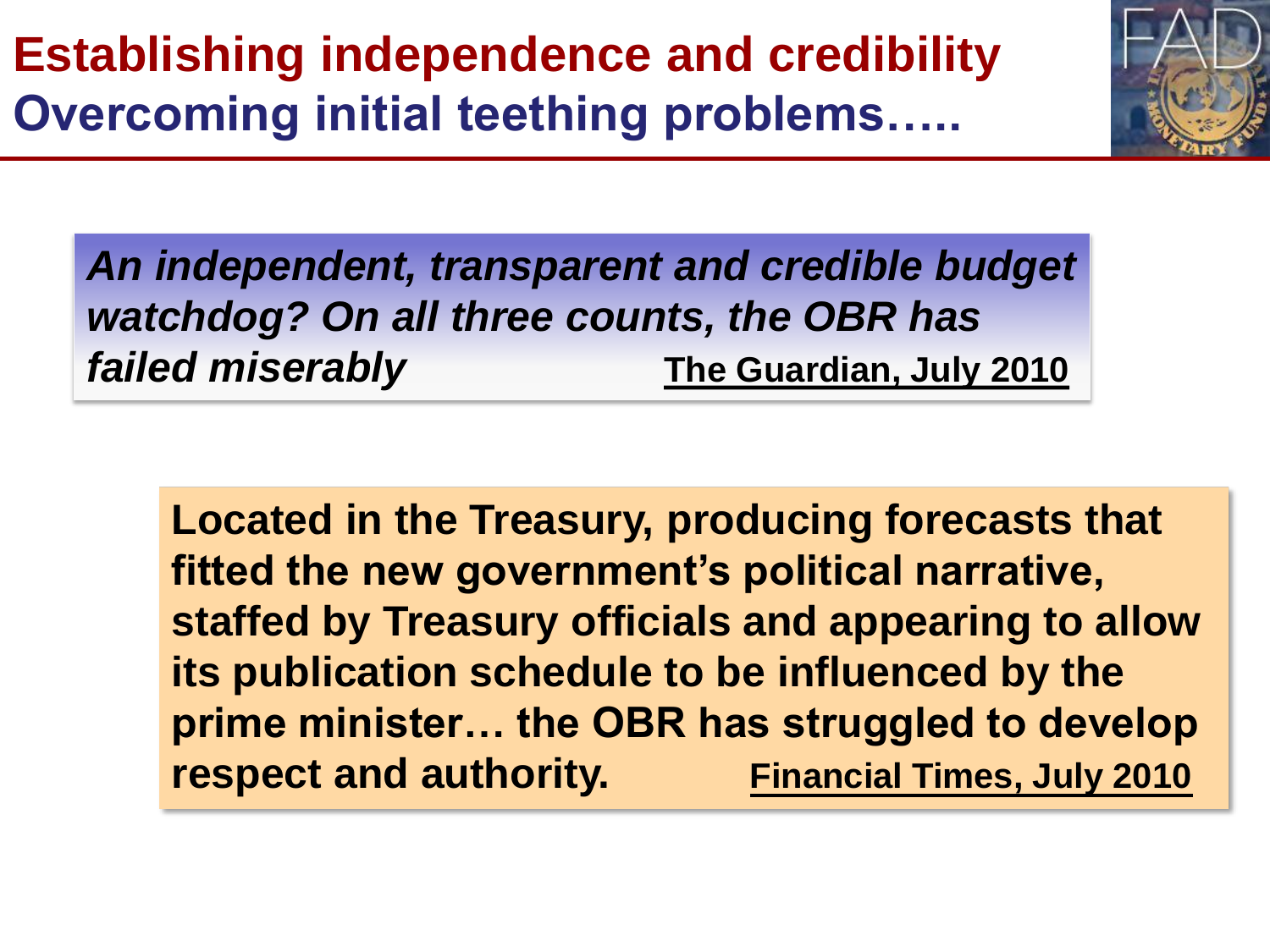# Establishing independence and credibility

## Overcoming initial teething problems…..

> ***An independent, transparent and credible budget watchdog? On all three counts, the OBR has failed miserably*** **The Guardian, July 2010**

> **Located in the Treasury, producing forecasts that fitted the new government's political narrative, staffed by Treasury officials and appearing to allow its publication schedule to be influenced by the prime minister… the OBR has struggled to develop respect and authority.** **Financial Times, July 2010**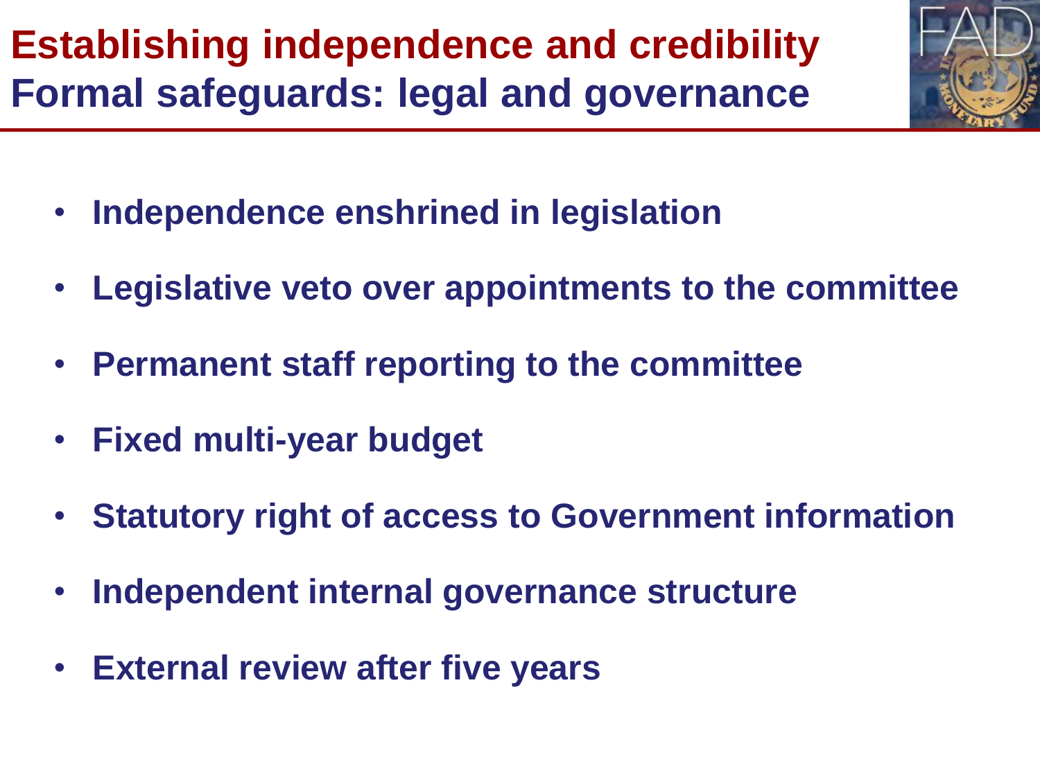# Establishing independence and credibility

## Formal safeguards: legal and governance

- **Independence enshrined in legislation**
- **Legislative veto over appointments to the committee**
- **Permanent staff reporting to the committee**
- **Fixed multi-year budget**
- **Statutory right of access to Government information**
- **Independent internal governance structure**
- **External review after five years**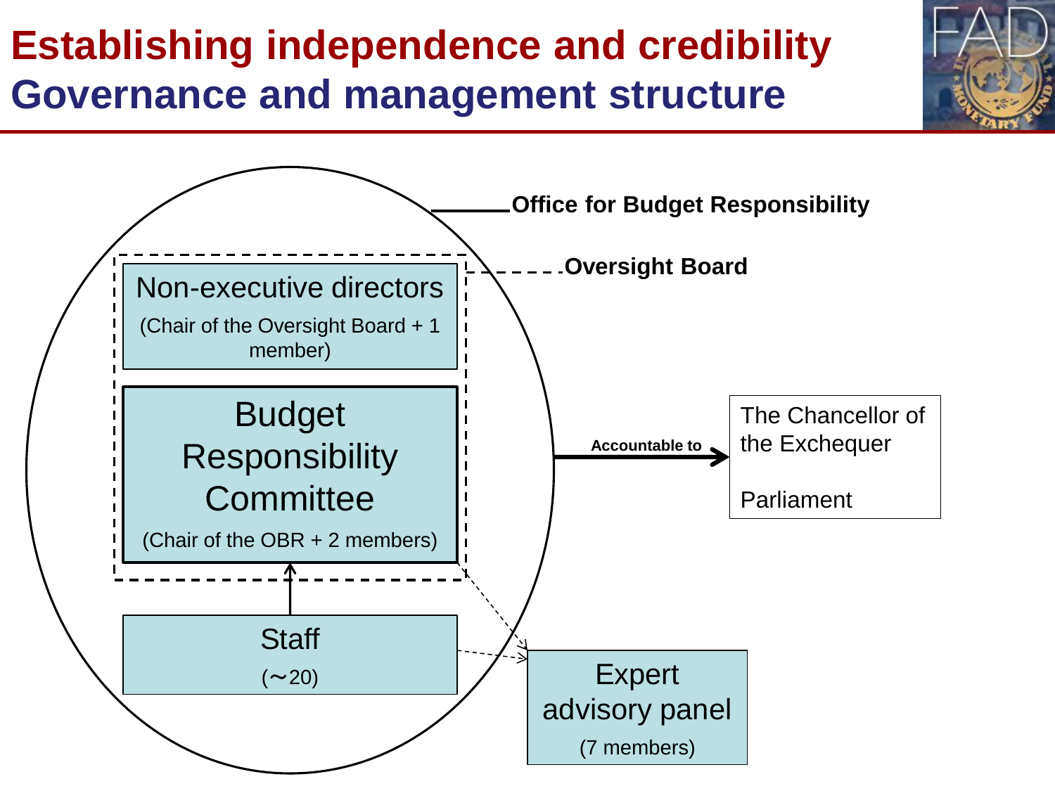# Establishing independence and credibility

## Governance and management structure

**Office for Budget Responsibility**

**Oversight Board**

Non-executive directors

(Chair of the Oversight Board + 1 member)

Budget Responsibility Committee

(Chair of the OBR + 2 members)

Staff

(~20)

Expert advisory panel

(7 members)

**Accountable to**

The Chancellor of the Exchequer

Parliament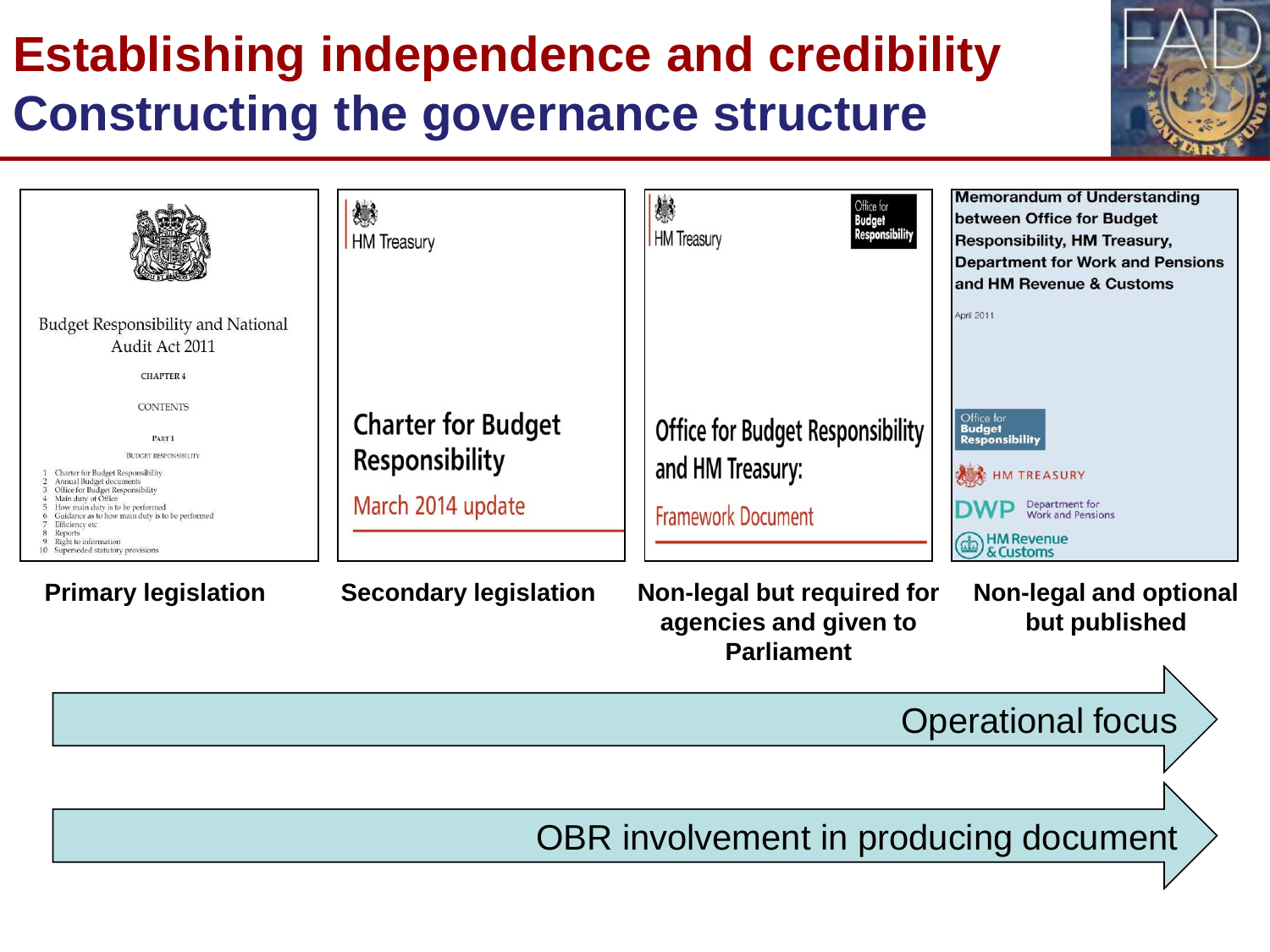# Establishing independence and credibility
## Constructing the governance structure

Budget Responsibility and National Audit Act 2011

CHAPTER 4

CONTENTS

PART 1

BUDGET RESPONSIBILITY

1 Charter for Budget Responsibility
2 Annual Budget documents
3 Office for Budget Responsibility
4 Main duty of Office
5 How main duty is to be performed
6 Guidance as to how main duty is to be performed
7 Efficiency etc
8 Reports
9 Right to information
10 Superseded statutory provisions

HM Treasury

Charter for Budget Responsibility

March 2014 update

HM Treasury

Office for Budget Responsibility

Office for Budget Responsibility and HM Treasury:

Framework Document

Memorandum of Understanding between Office for Budget Responsibility, HM Treasury, Department for Work and Pensions and HM Revenue & Customs

April 2011

Office for Budget Responsibility

HM TREASURY

DWP Department for Work and Pensions

HM Revenue & Customs

**Primary legislation**

**Secondary legislation**

**Non-legal but required for agencies and given to Parliament**

**Non-legal and optional but published**

Operational focus →

OBR involvement in producing document →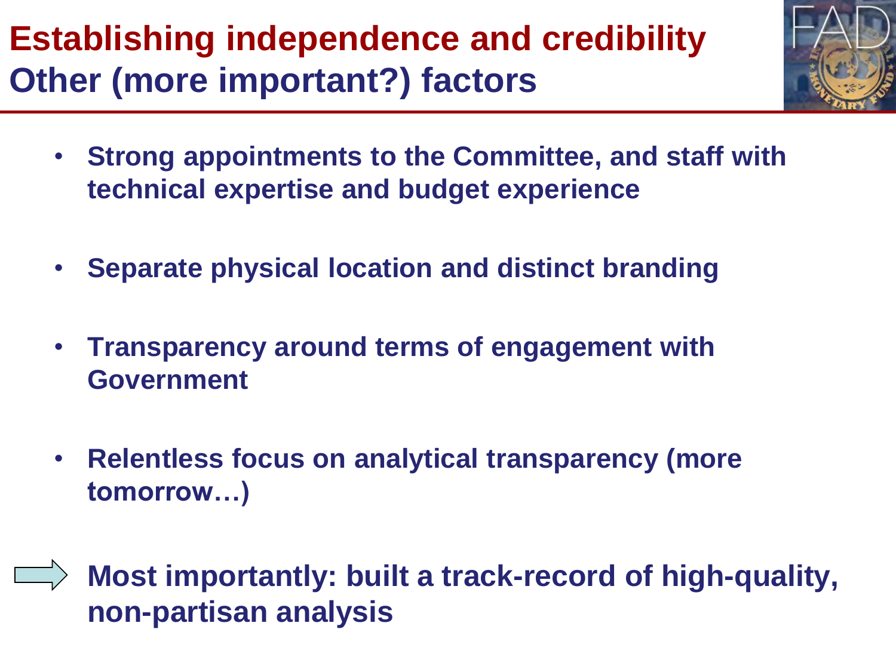# Establishing independence and credibility
## Other (more important?) factors

- **Strong appointments to the Committee, and staff with technical expertise and budget experience**
- **Separate physical location and distinct branding**
- **Transparency around terms of engagement with Government**
- **Relentless focus on analytical transparency (more tomorrow…)**

⇨ **Most importantly: built a track-record of high-quality, non-partisan analysis**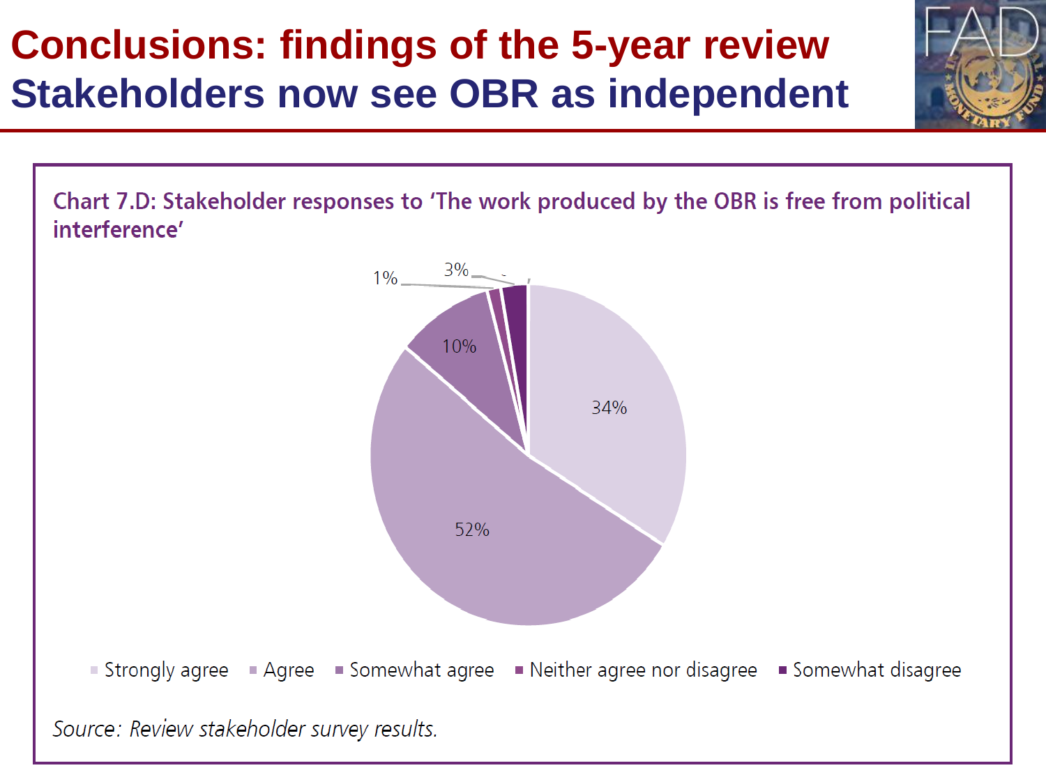# Conclusions: findings of the 5-year review

## Stakeholders now see OBR as independent

**Chart 7.D: Stakeholder responses to 'The work produced by the OBR is free from political interference'**

| Response | Share |
| --- | --- |
| Strongly agree | 34% |
| Agree | 52% |
| Somewhat agree | 10% |
| Neither agree nor disagree | 1% |
| Somewhat disagree | 3% |

*Source: Review stakeholder survey results.*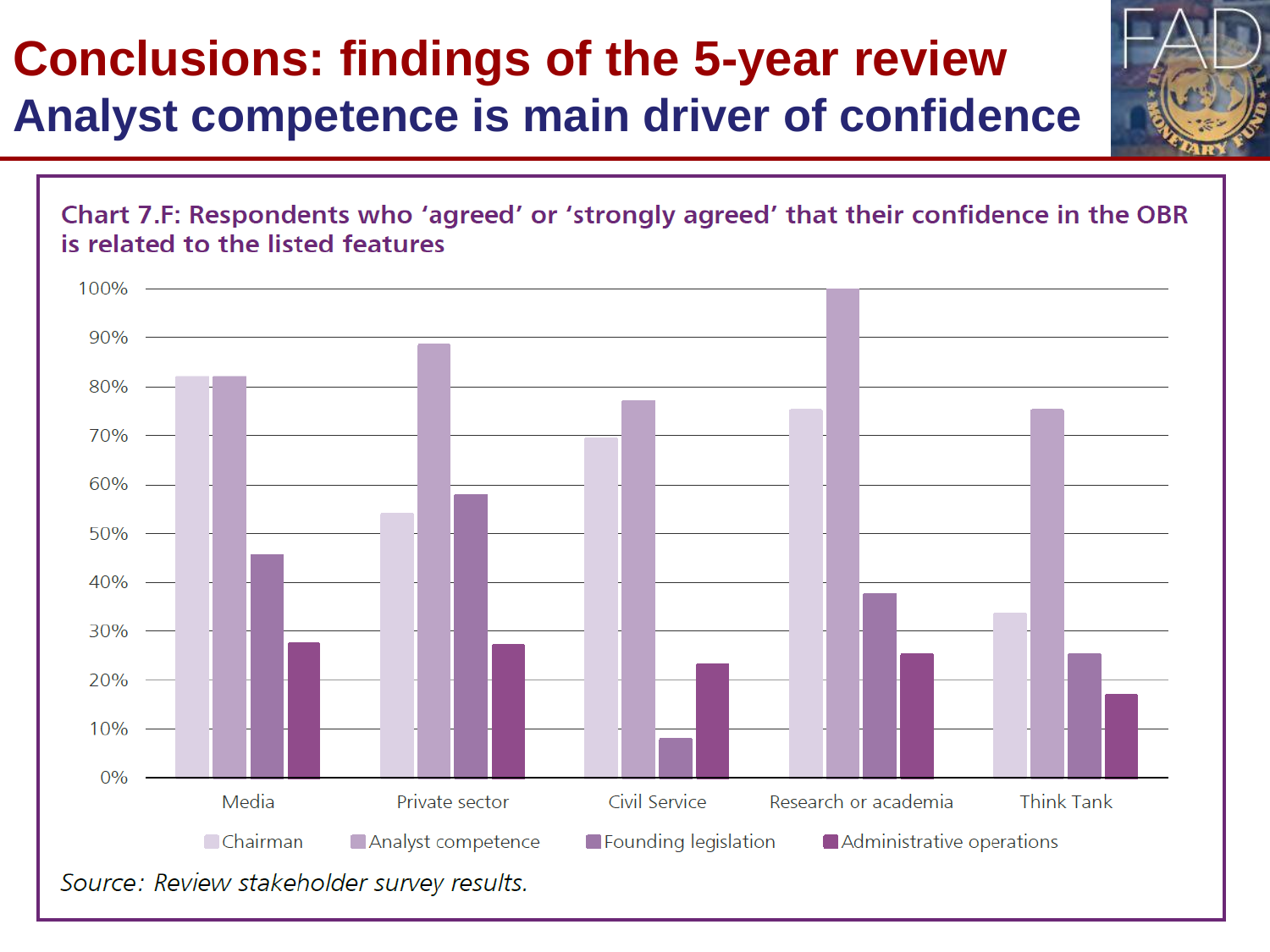# Conclusions: findings of the 5-year review

## Analyst competence is main driver of confidence

**Chart 7.F: Respondents who 'agreed' or 'strongly agreed' that their confidence in the OBR is related to the listed features**

| | Chairman | Analyst competence | Founding legislation | Administrative operations |
|---|---|---|---|---|
| Media | 82% | 82% | 46% | 28% |
| Private sector | 54% | 89% | 58% | 27% |
| Civil Service | 70% | 77% | 8% | 23% |
| Research or academia | 75% | 100% | 38% | 25% |
| Think Tank | 34% | 75% | 25% | 17% |

*Source: Review stakeholder survey results.*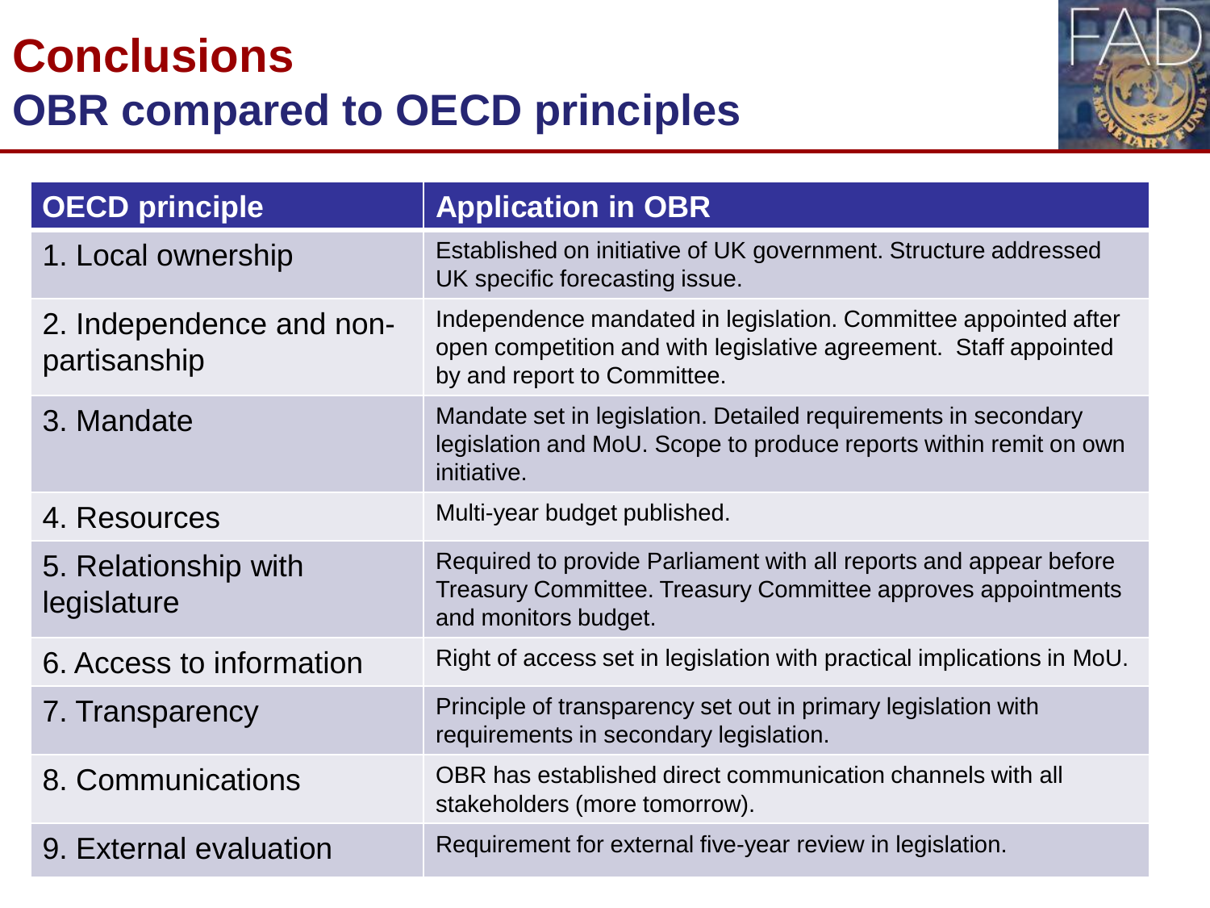# Conclusions

## OBR compared to OECD principles

| OECD principle | Application in OBR |
|---|---|
| 1. Local ownership | Established on initiative of UK government. Structure addressed UK specific forecasting issue. |
| 2. Independence and non-partisanship | Independence mandated in legislation. Committee appointed after open competition and with legislative agreement. Staff appointed by and report to Committee. |
| 3. Mandate | Mandate set in legislation. Detailed requirements in secondary legislation and MoU. Scope to produce reports within remit on own initiative. |
| 4. Resources | Multi-year budget published. |
| 5. Relationship with legislature | Required to provide Parliament with all reports and appear before Treasury Committee. Treasury Committee approves appointments and monitors budget. |
| 6. Access to information | Right of access set in legislation with practical implications in MoU. |
| 7. Transparency | Principle of transparency set out in primary legislation with requirements in secondary legislation. |
| 8. Communications | OBR has established direct communication channels with all stakeholders (more tomorrow). |
| 9. External evaluation | Requirement for external five-year review in legislation. |